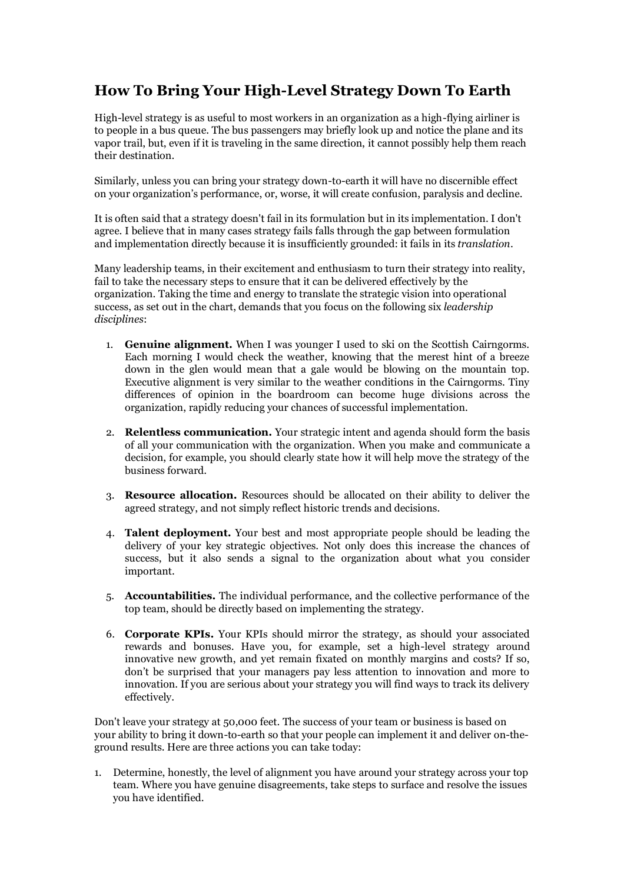# How To Bring Your High-Level Strategy Down To Earth

High-level strategy is as useful to most workers in an organization as a high-flying airliner is to people in a bus queue. The bus passengers may briefly look up and notice the plane and its vapor trail, but, even if it is traveling in the same direction, it cannot possibly help them reach their destination.

Similarly, unless you can bring your strategy down-to-earth it will have no discernible effect on your organization's performance, or, worse, it will create confusion, paralysis and decline.

It is often said that a strategy doesn't fail in its formulation but in its implementation. I don't agree. I believe that in many cases strategy fails falls through the gap between formulation and implementation directly because it is insufficiently grounded: it fails in its *translation*.

Many leadership teams, in their excitement and enthusiasm to turn their strategy into reality, fail to take the necessary steps to ensure that it can be delivered effectively by the organization. Taking the time and energy to translate the strategic vision into operational success, as set out in the chart, demands that you focus on the following six *leadership disciplines*:

1. **Genuine alignment.** When I was younger I used to ski on the Scottish Cairngorms. Each morning I would check the weather, knowing that the merest hint of a breeze down in the glen would mean that a gale would be blowing on the mountain top. Executive alignment is very similar to the weather conditions in the Cairngorms. Tiny differences of opinion in the boardroom can become huge divisions across the organization, rapidly reducing your chances of successful implementation.

2. **Relentless communication.** Your strategic intent and agenda should form the basis of all your communication with the organization. When you make and communicate a decision, for example, you should clearly state how it will help move the strategy of the business forward.

3. **Resource allocation.** Resources should be allocated on their ability to deliver the agreed strategy, and not simply reflect historic trends and decisions.

4. **Talent deployment.** Your best and most appropriate people should be leading the delivery of your key strategic objectives. Not only does this increase the chances of success, but it also sends a signal to the organization about what you consider important.

5. **Accountabilities.** The individual performance, and the collective performance of the top team, should be directly based on implementing the strategy.

6. **Corporate KPIs.** Your KPIs should mirror the strategy, as should your associated rewards and bonuses. Have you, for example, set a high-level strategy around innovative new growth, and yet remain fixated on monthly margins and costs? If so, don't be surprised that your managers pay less attention to innovation and more to innovation. If you are serious about your strategy you will find ways to track its delivery effectively.

Don't leave your strategy at 50,000 feet. The success of your team or business is based on your ability to bring it down-to-earth so that your people can implement it and deliver on-the-ground results. Here are three actions you can take today:

1. Determine, honestly, the level of alignment you have around your strategy across your top team. Where you have genuine disagreements, take steps to surface and resolve the issues you have identified.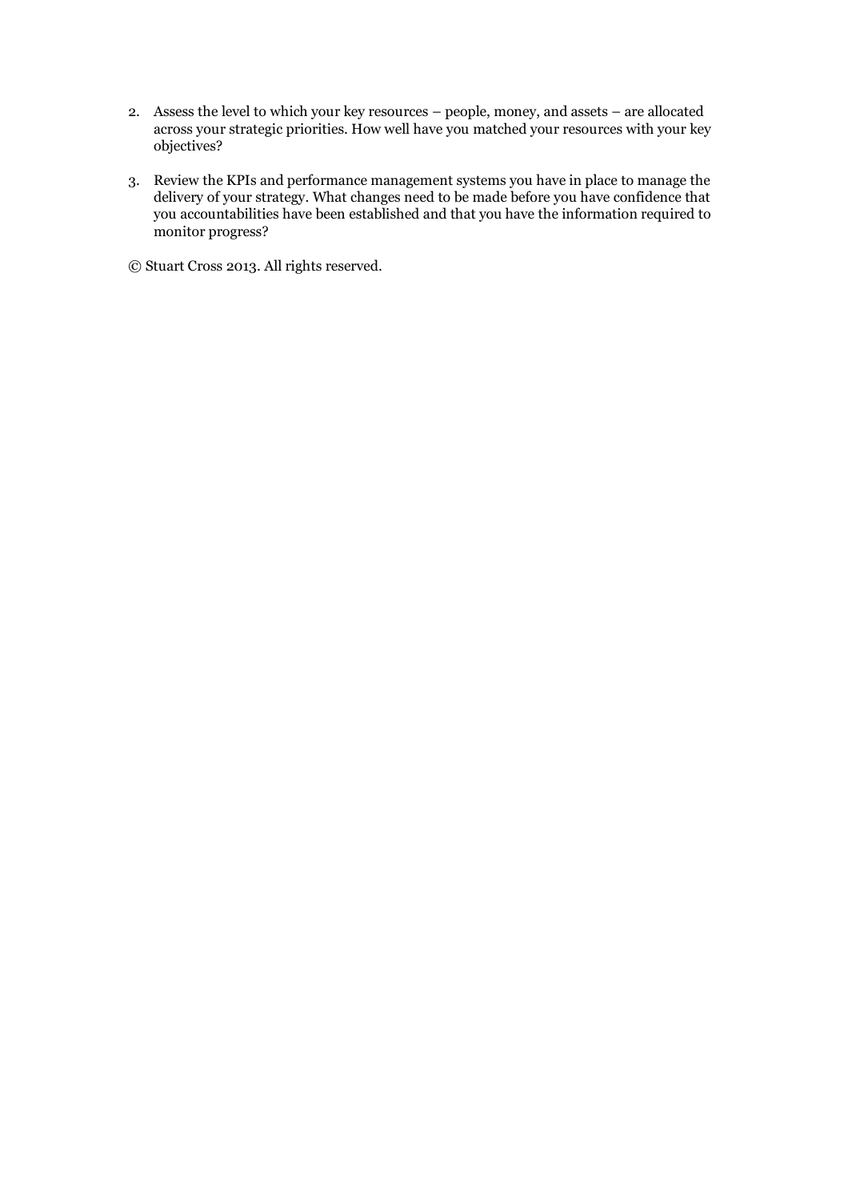2. Assess the level to which your key resources – people, money, and assets – are allocated across your strategic priorities. How well have you matched your resources with your key objectives?

3. Review the KPIs and performance management systems you have in place to manage the delivery of your strategy. What changes need to be made before you have confidence that you accountabilities have been established and that you have the information required to monitor progress?

© Stuart Cross 2013. All rights reserved.